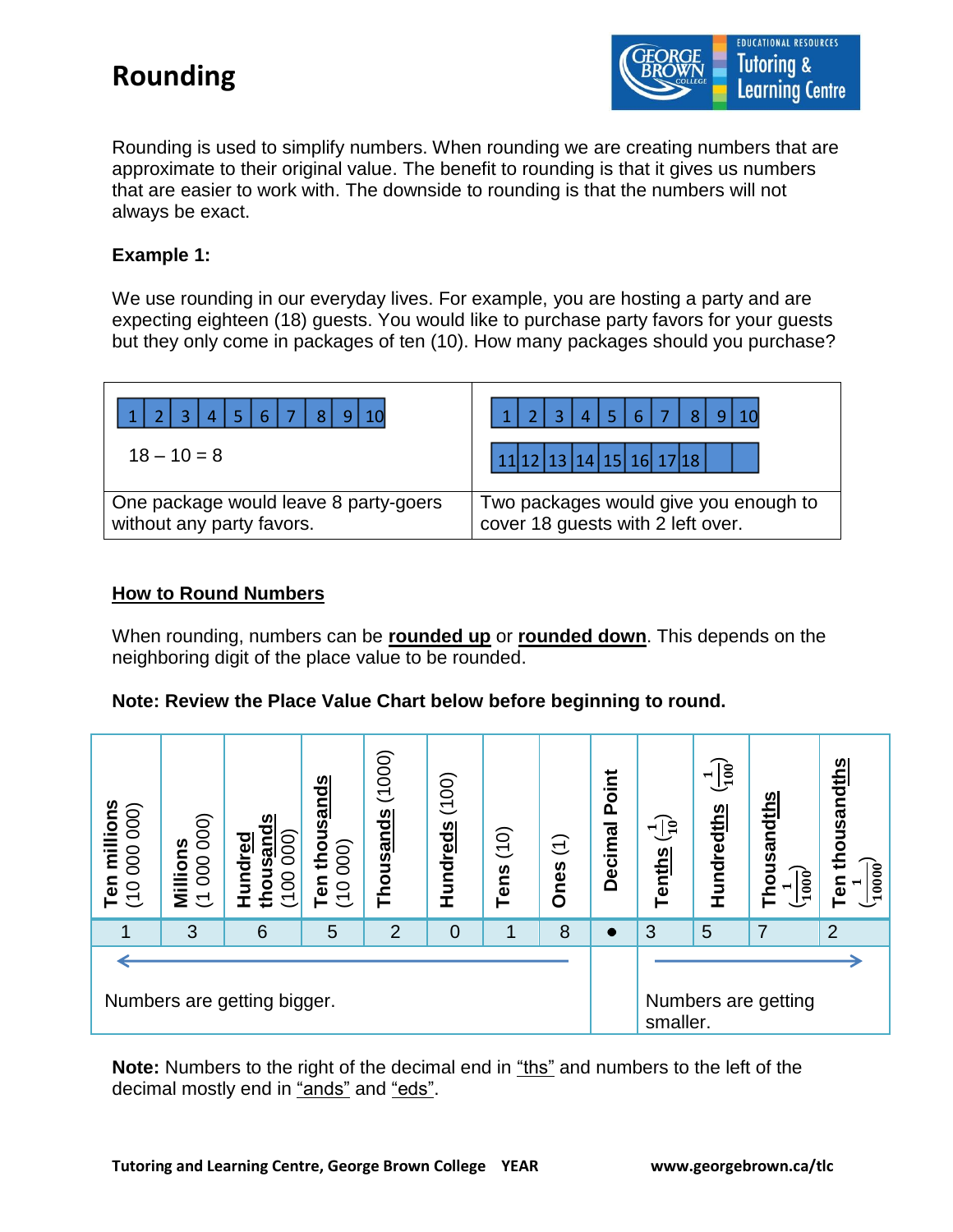# Rounding

Rounding is used to simplify numbers. When rounding we are creating numbers that are approximate to their original value. The benefit to rounding is that it gives us numbers that are easier to work with. The downside to rounding is that the numbers will not always be exact.

**Example 1:**

We use rounding in our everyday lives. For example, you are hosting a party and are expecting eighteen (18) guests. You would like to purchase party favors for your guests but they only come in packages of ten (10). How many packages should you purchase?

| 1 2 3 4 5 6 7 8 9 10<br><br>18 – 10 = 8 | 1 2 3 4 5 6 7 8 9 10<br><br>11 12 13 14 15 16 17 18 |
|---|---|
| One package would leave 8 party-goers without any party favors. | Two packages would give you enough to cover 18 guests with 2 left over. |

**How to Round Numbers**

When rounding, numbers can be **rounded up** or **rounded down**. This depends on the neighboring digit of the place value to be rounded.

**Note: Review the Place Value Chart below before beginning to round.**

| **Ten millions** (10 000 000) | **Millions** (1 000 000) | **Hundred thousands** (100 000) | **Ten thousands** (10 000) | **Thousands** (1000) | **Hundreds** (100) | **Tens** (10) | **Ones** (1) | **Decimal Point** | **Tenths** $(\frac{1}{10})$ | **Hundredths** $(\frac{1}{100})$ | **Thousandths** $(\frac{1}{1000})$ | **Ten thousandths** $(\frac{1}{10000})$ |
|---|---|---|---|---|---|---|---|---|---|---|---|---|
| 1 | 3 | 6 | 5 | 2 | 0 | 1 | 8 | • | 3 | 5 | 7 | 2 |
| ← Numbers are getting bigger. | | | | | | | | | Numbers are getting smaller. → | | | |

**Note:** Numbers to the right of the decimal end in "ths" and numbers to the left of the decimal mostly end in "ands" and "eds".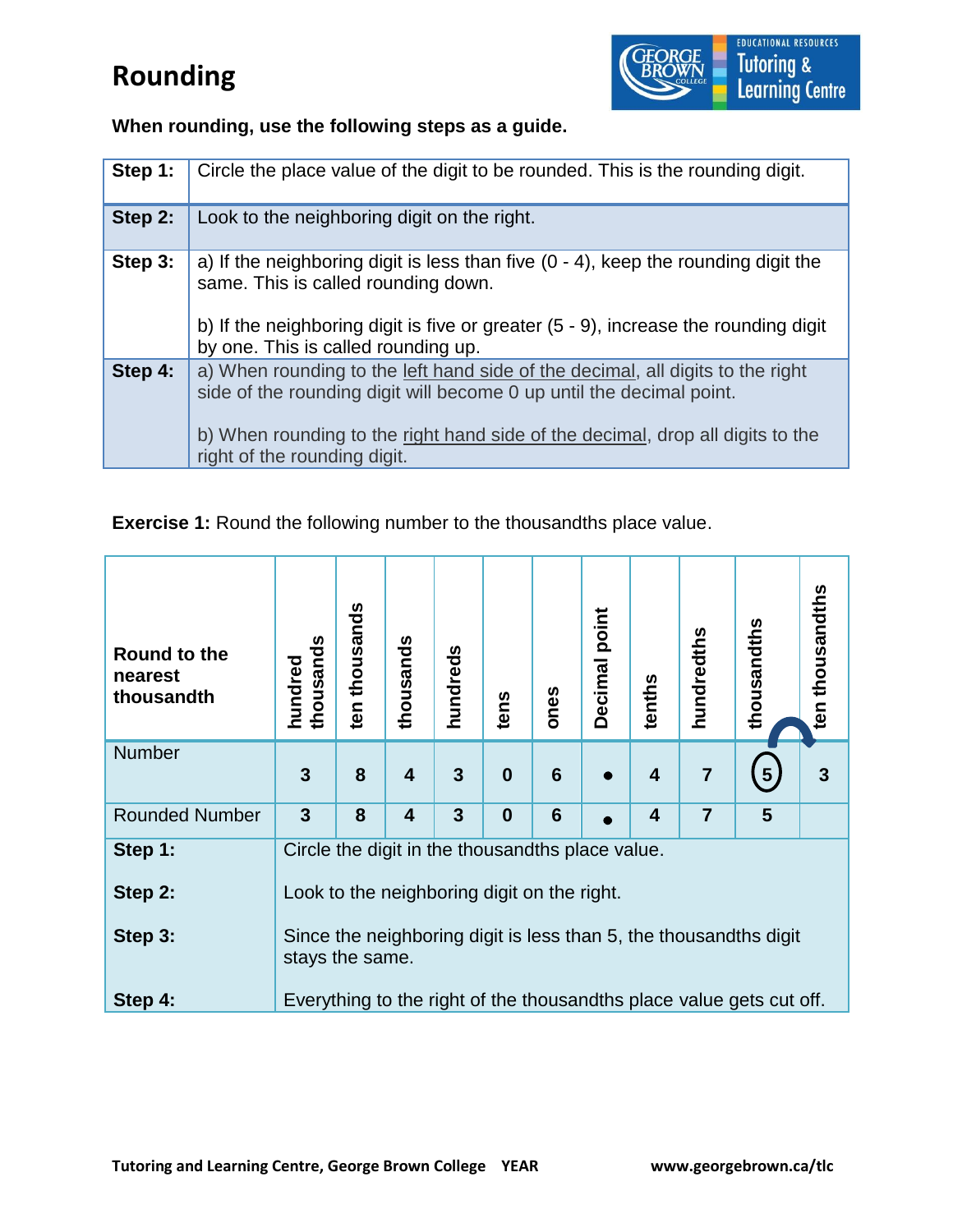# Rounding

**When rounding, use the following steps as a guide.**

| | |
|---|---|
| **Step 1:** | Circle the place value of the digit to be rounded. This is the rounding digit. |
| **Step 2:** | Look to the neighboring digit on the right. |
| **Step 3:** | a) If the neighboring digit is less than five (0 - 4), keep the rounding digit the same. This is called rounding down.<br><br>b) If the neighboring digit is five or greater (5 - 9), increase the rounding digit by one. This is called rounding up. |
| **Step 4:** | a) When rounding to the left hand side of the decimal, all digits to the right side of the rounding digit will become 0 up until the decimal point.<br><br>b) When rounding to the right hand side of the decimal, drop all digits to the right of the rounding digit. |

**Exercise 1:** Round the following number to the thousandths place value.

| **Round to the nearest thousandth** | **hundred thousands** | **ten thousands** | **thousands** | **hundreds** | **tens** | **ones** | **Decimal point** | **tenths** | **hundredths** | **thousandths** | **ten thousandths** |
|---|---|---|---|---|---|---|---|---|---|---|---|
| Number | **3** | **8** | **4** | **3** | **0** | **6** | • | **4** | **7** | (5) | **3** |
| Rounded Number | **3** | **8** | **4** | **3** | **0** | **6** | • | **4** | **7** | **5** | |
| **Step 1:** | Circle the digit in the thousandths place value. | | | | | | | | | | |
| **Step 2:** | Look to the neighboring digit on the right. | | | | | | | | | | |
| **Step 3:** | Since the neighboring digit is less than 5, the thousandths digit stays the same. | | | | | | | | | | |
| **Step 4:** | Everything to the right of the thousandths place value gets cut off. | | | | | | | | | | |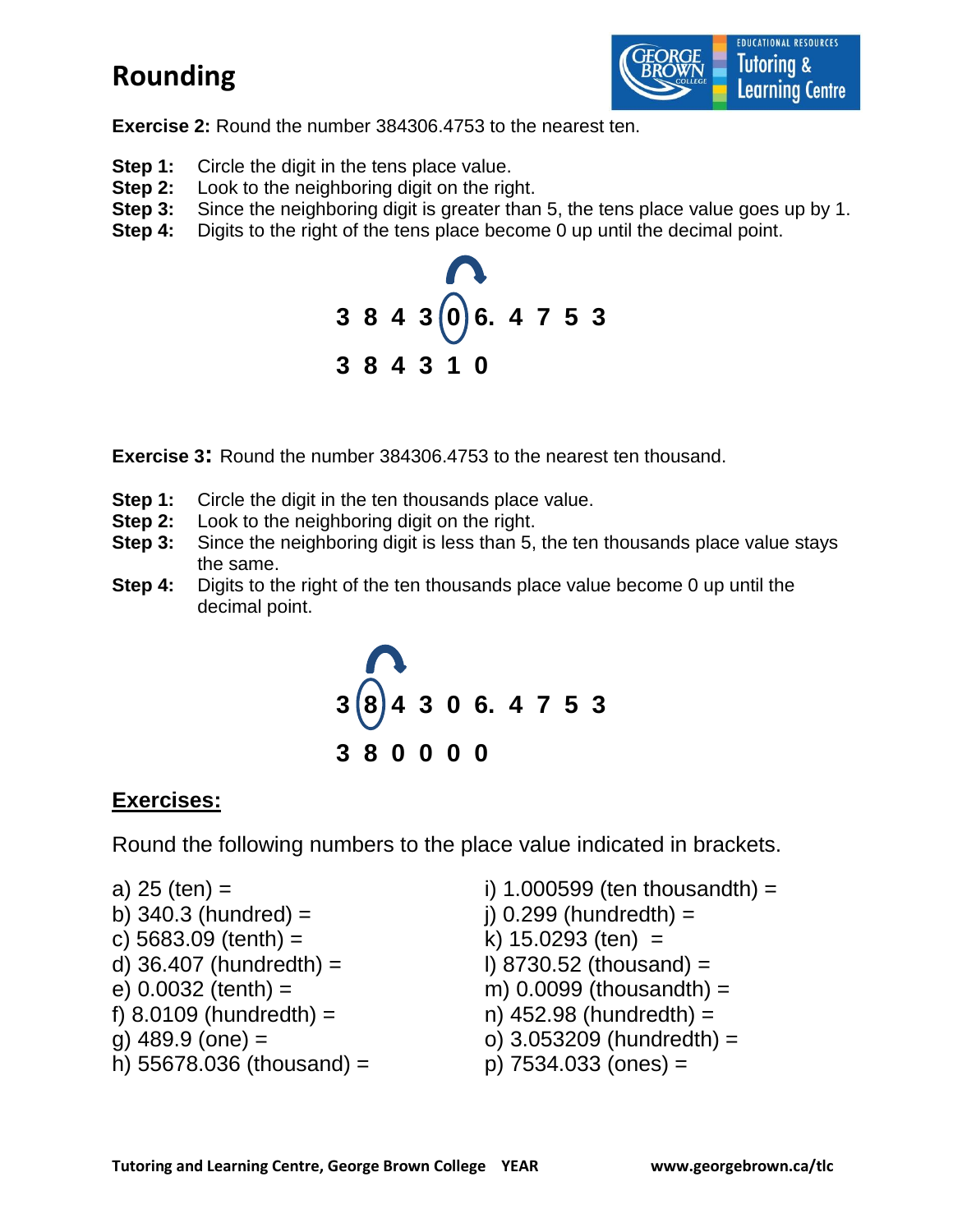# Rounding

**Exercise 2:** Round the number 384306.4753 to the nearest ten.

**Step 1:** Circle the digit in the tens place value.
**Step 2:** Look to the neighboring digit on the right.
**Step 3:** Since the neighboring digit is greater than 5, the tens place value goes up by 1.
**Step 4:** Digits to the right of the tens place become 0 up until the decimal point.

**3 8 4 3 (0) 6. 4 7 5 3**

**3 8 4 3 1 0**

**Exercise 3:** Round the number 384306.4753 to the nearest ten thousand.

**Step 1:** Circle the digit in the ten thousands place value.
**Step 2:** Look to the neighboring digit on the right.
**Step 3:** Since the neighboring digit is less than 5, the ten thousands place value stays the same.
**Step 4:** Digits to the right of the ten thousands place value become 0 up until the decimal point.

**3 (8) 4 3 0 6. 4 7 5 3**

**3 8 0 0 0 0**

## Exercises:

Round the following numbers to the place value indicated in brackets.

a) 25 (ten) =
b) 340.3 (hundred) =
c) 5683.09 (tenth) =
d) 36.407 (hundredth) =
e) 0.0032 (tenth) =
f) 8.0109 (hundredth) =
g) 489.9 (one) =
h) 55678.036 (thousand) =
i) 1.000599 (ten thousandth) =
j) 0.299 (hundredth) =
k) 15.0293 (ten) =
l) 8730.52 (thousand) =
m) 0.0099 (thousandth) =
n) 452.98 (hundredth) =
o) 3.053209 (hundredth) =
p) 7534.033 (ones) =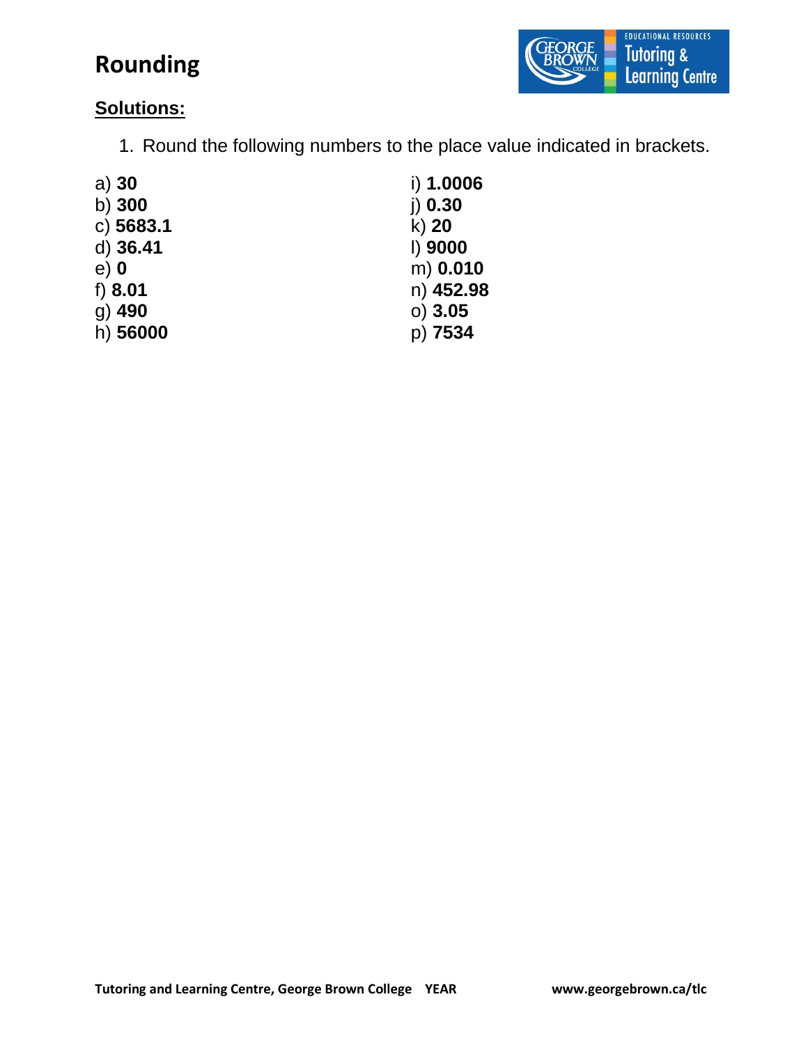# Rounding

## Solutions:

1. Round the following numbers to the place value indicated in brackets.

a) **30**
b) **300**
c) **5683.1**
d) **36.41**
e) **0**
f) **8.01**
g) **490**
h) **56000**
i) **1.0006**
j) **0.30**
k) **20**
l) **9000**
m) **0.010**
n) **452.98**
o) **3.05**
p) **7534**